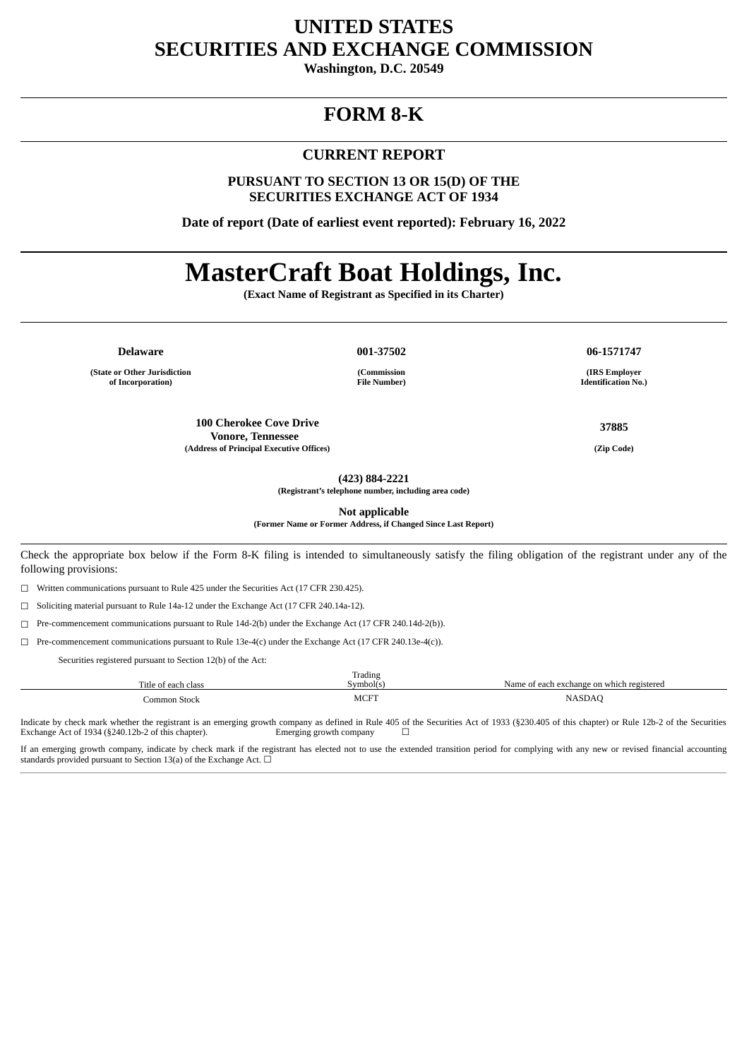# UNITED STATES
# SECURITIES AND EXCHANGE COMMISSION

**Washington, D.C. 20549**

---

# FORM 8-K

---

## CURRENT REPORT

**PURSUANT TO SECTION 13 OR 15(D) OF THE SECURITIES EXCHANGE ACT OF 1934**

**Date of report (Date of earliest event reported): February 16, 2022**

---

# MasterCraft Boat Holdings, Inc.

**(Exact Name of Registrant as Specified in its Charter)**

---

| **Delaware** | **001-37502** | **06-1571747** |
|---|---|---|
| **(State or Other Jurisdiction of Incorporation)** | **(Commission File Number)** | **(IRS Employer Identification No.)** |

| **100 Cherokee Cove Drive Vonore, Tennessee** | **37885** |
|---|---|
| **(Address of Principal Executive Offices)** | **(Zip Code)** |

**(423) 884-2221**
**(Registrant's telephone number, including area code)**

**Not applicable**
**(Former Name or Former Address, if Changed Since Last Report)**

---

Check the appropriate box below if the Form 8-K filing is intended to simultaneously satisfy the filing obligation of the registrant under any of the following provisions:

☐ Written communications pursuant to Rule 425 under the Securities Act (17 CFR 230.425).

☐ Soliciting material pursuant to Rule 14a-12 under the Exchange Act (17 CFR 240.14a-12).

☐ Pre-commencement communications pursuant to Rule 14d-2(b) under the Exchange Act (17 CFR 240.14d-2(b)).

☐ Pre-commencement communications pursuant to Rule 13e-4(c) under the Exchange Act (17 CFR 240.13e-4(c)).

Securities registered pursuant to Section 12(b) of the Act:

| Title of each class | Trading Symbol(s) | Name of each exchange on which registered |
|---|---|---|
| Common Stock | MCFT | NASDAQ |

Indicate by check mark whether the registrant is an emerging growth company as defined in Rule 405 of the Securities Act of 1933 (§230.405 of this chapter) or Rule 12b-2 of the Securities Exchange Act of 1934 (§240.12b-2 of this chapter). Emerging growth company ☐

If an emerging growth company, indicate by check mark if the registrant has elected not to use the extended transition period for complying with any new or revised financial accounting standards provided pursuant to Section 13(a) of the Exchange Act. ☐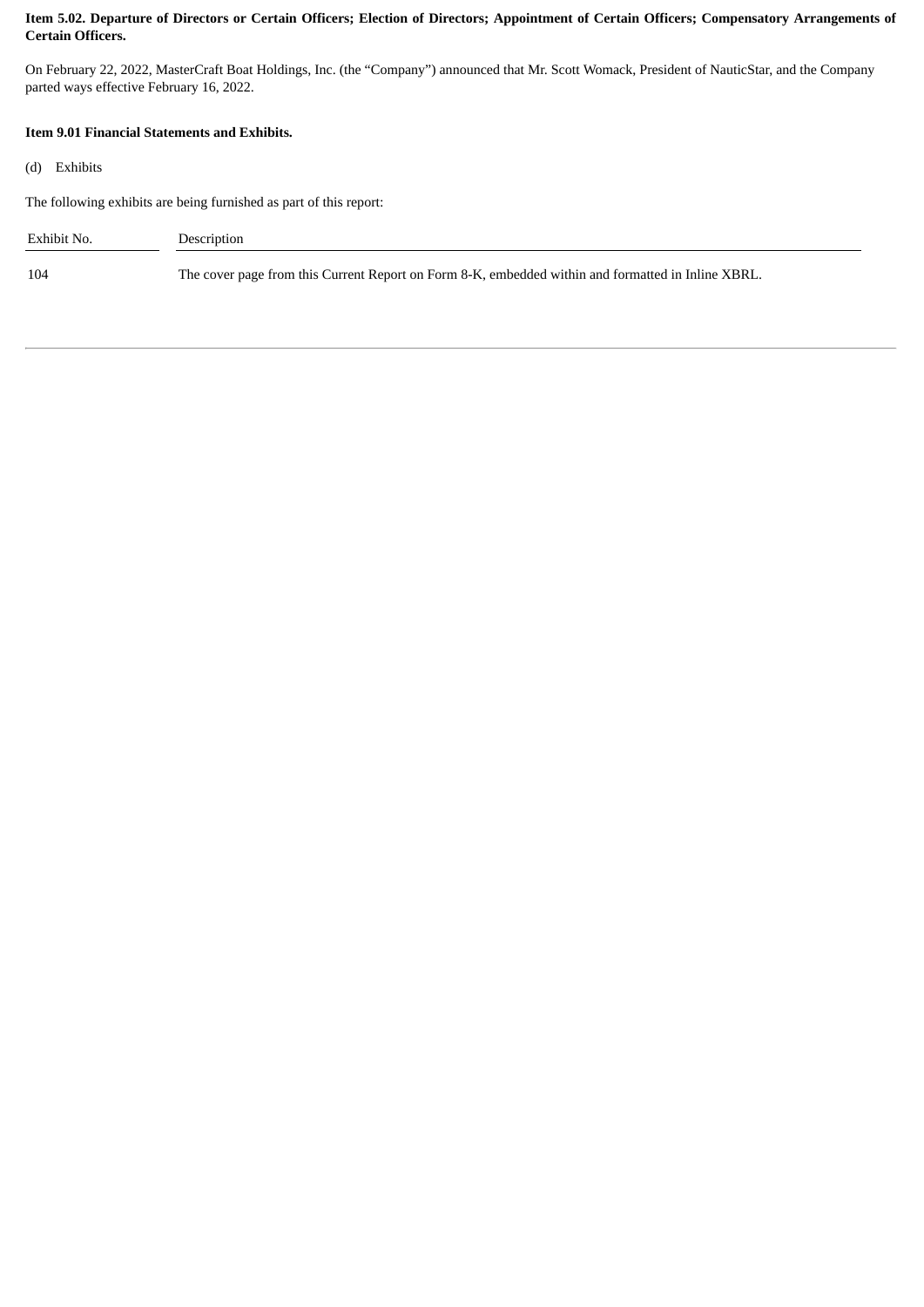**Item 5.02. Departure of Directors or Certain Officers; Election of Directors; Appointment of Certain Officers; Compensatory Arrangements of Certain Officers.**

On February 22, 2022, MasterCraft Boat Holdings, Inc. (the "Company") announced that Mr. Scott Womack, President of NauticStar, and the Company parted ways effective February 16, 2022.

**Item 9.01 Financial Statements and Exhibits.**

(d) Exhibits

The following exhibits are being furnished as part of this report:

| Exhibit No. | Description |
|---|---|
| 104 | The cover page from this Current Report on Form 8-K, embedded within and formatted in Inline XBRL. |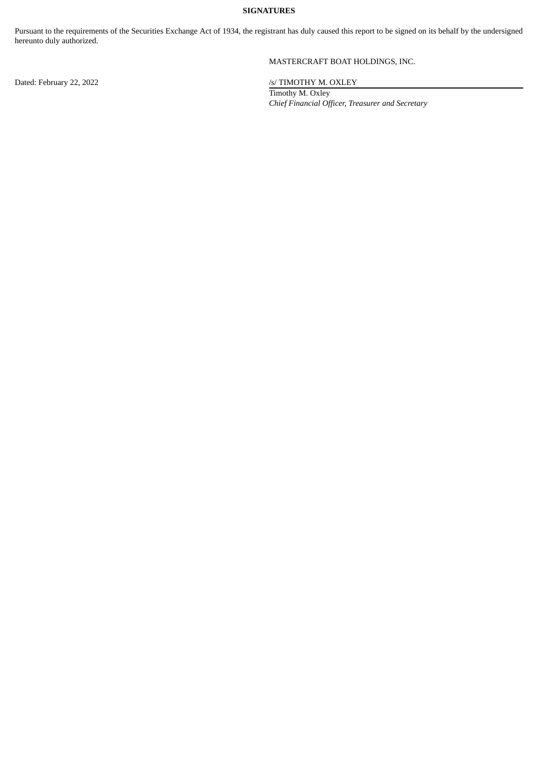**SIGNATURES**

Pursuant to the requirements of the Securities Exchange Act of 1934, the registrant has duly caused this report to be signed on its behalf by the undersigned hereunto duly authorized.

MASTERCRAFT BOAT HOLDINGS, INC.

Dated: February 22, 2022

/s/ TIMOTHY M. OXLEY

Timothy M. Oxley

*Chief Financial Officer, Treasurer and Secretary*